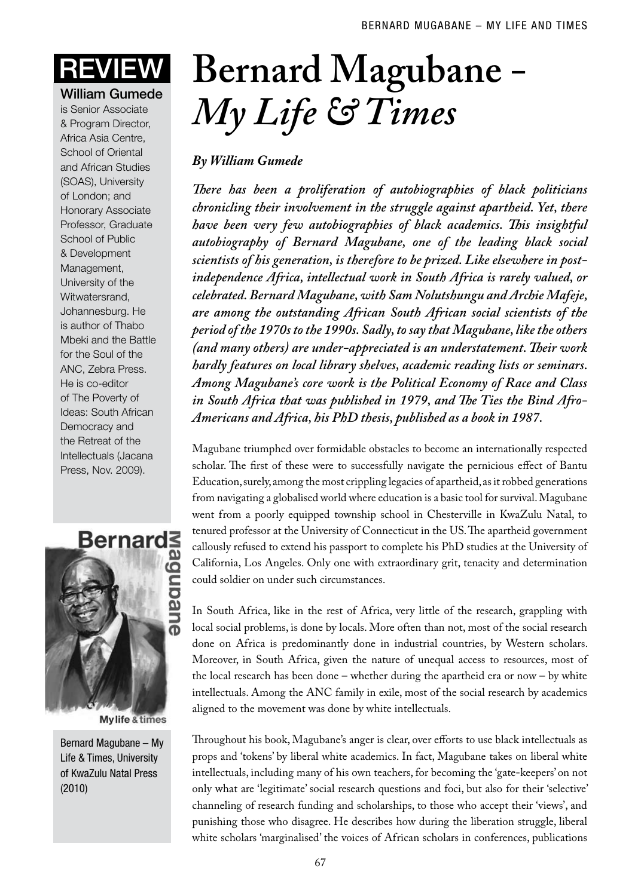REVIEW

**William Gumede** is Senior Associate & Program Director, Africa Asia Centre, School of Oriental and African Studies (SOAS), University of London; and Honorary Associate Professor, Graduate School of Public & Development Management, University of the Witwatersrand, Johannesburg. He is author of Thabo Mbeki and the Battle for the Soul of the ANC, Zebra Press. He is co-editor of The Poverty of Ideas: South African Democracy and the Retreat of the Intellectuals (Jacana Press, Nov. 2009).

# Bernard Magubane - *My Life & Times*

***By William Gumede***

***There has been a proliferation of autobiographies of black politicians chronicling their involvement in the struggle against apartheid. Yet, there have been very few autobiographies of black academics. This insightful autobiography of Bernard Magubane, one of the leading black social scientists of his generation, is therefore to be prized. Like elsewhere in post-independence Africa, intellectual work in South Africa is rarely valued, or celebrated. Bernard Magubane, with Sam Nolutshungu and Archie Mafeje, are among the outstanding African South African social scientists of the period of the 1970s to the 1990s. Sadly, to say that Magubane, like the others (and many others) are under-appreciated is an understatement. Their work hardly features on local library shelves, academic reading lists or seminars. Among Magubane's core work is the Political Economy of Race and Class in South Africa that was published in 1979, and The Ties the Bind Afro-Americans and Africa, his PhD thesis, published as a book in 1987.***

Magubane triumphed over formidable obstacles to become an internationally respected scholar. The first of these were to successfully navigate the pernicious effect of Bantu Education, surely, among the most crippling legacies of apartheid, as it robbed generations from navigating a globalised world where education is a basic tool for survival. Magubane went from a poorly equipped township school in Chesterville in KwaZulu Natal, to tenured professor at the University of Connecticut in the US. The apartheid government callously refused to extend his passport to complete his PhD studies at the University of California, Los Angeles. Only one with extraordinary grit, tenacity and determination could soldier on under such circumstances.

In South Africa, like in the rest of Africa, very little of the research, grappling with local social problems, is done by locals. More often than not, most of the social research done on Africa is predominantly done in industrial countries, by Western scholars. Moreover, in South Africa, given the nature of unequal access to resources, most of the local research has been done – whether during the apartheid era or now – by white intellectuals. Among the ANC family in exile, most of the social research by academics aligned to the movement was done by white intellectuals.

Throughout his book, Magubane's anger is clear, over efforts to use black intellectuals as props and 'tokens' by liberal white academics. In fact, Magubane takes on liberal white intellectuals, including many of his own teachers, for becoming the 'gate-keepers' on not only what are 'legitimate' social research questions and foci, but also for their 'selective' channeling of research funding and scholarships, to those who accept their 'views', and punishing those who disagree. He describes how during the liberation struggle, liberal white scholars 'marginalised' the voices of African scholars in conferences, publications

Bernard Magubane – My Life & Times, University of KwaZulu Natal Press (2010)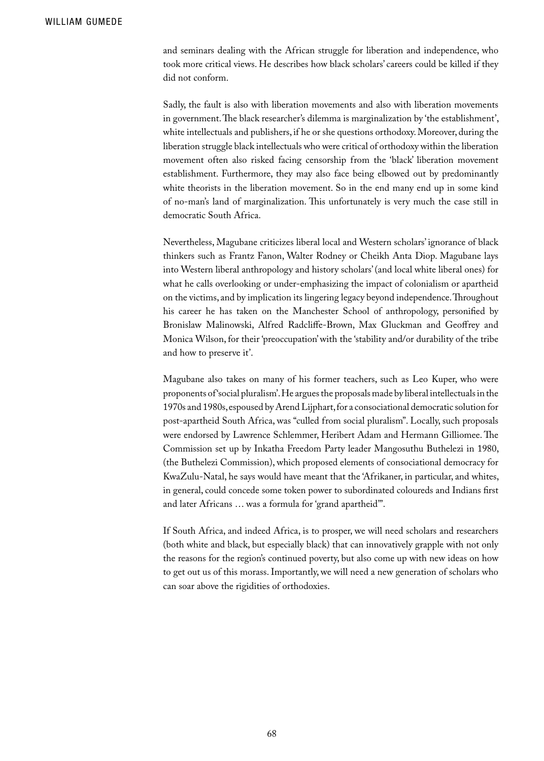and seminars dealing with the African struggle for liberation and independence, who took more critical views. He describes how black scholars' careers could be killed if they did not conform.

Sadly, the fault is also with liberation movements and also with liberation movements in government. The black researcher's dilemma is marginalization by 'the establishment', white intellectuals and publishers, if he or she questions orthodoxy. Moreover, during the liberation struggle black intellectuals who were critical of orthodoxy within the liberation movement often also risked facing censorship from the 'black' liberation movement establishment. Furthermore, they may also face being elbowed out by predominantly white theorists in the liberation movement. So in the end many end up in some kind of no-man's land of marginalization. This unfortunately is very much the case still in democratic South Africa.

Nevertheless, Magubane criticizes liberal local and Western scholars' ignorance of black thinkers such as Frantz Fanon, Walter Rodney or Cheikh Anta Diop. Magubane lays into Western liberal anthropology and history scholars' (and local white liberal ones) for what he calls overlooking or under-emphasizing the impact of colonialism or apartheid on the victims, and by implication its lingering legacy beyond independence. Throughout his career he has taken on the Manchester School of anthropology, personified by Bronislaw Malinowski, Alfred Radcliffe-Brown, Max Gluckman and Geoffrey and Monica Wilson, for their 'preoccupation' with the 'stability and/or durability of the tribe and how to preserve it'.

Magubane also takes on many of his former teachers, such as Leo Kuper, who were proponents of 'social pluralism'. He argues the proposals made by liberal intellectuals in the 1970s and 1980s, espoused by Arend Lijphart, for a consociational democratic solution for post-apartheid South Africa, was "culled from social pluralism". Locally, such proposals were endorsed by Lawrence Schlemmer, Heribert Adam and Hermann Gilliomee. The Commission set up by Inkatha Freedom Party leader Mangosuthu Buthelezi in 1980, (the Buthelezi Commission), which proposed elements of consociational democracy for KwaZulu-Natal, he says would have meant that the 'Afrikaner, in particular, and whites, in general, could concede some token power to subordinated coloureds and Indians first and later Africans … was a formula for 'grand apartheid'".

If South Africa, and indeed Africa, is to prosper, we will need scholars and researchers (both white and black, but especially black) that can innovatively grapple with not only the reasons for the region's continued poverty, but also come up with new ideas on how to get out us of this morass. Importantly, we will need a new generation of scholars who can soar above the rigidities of orthodoxies.